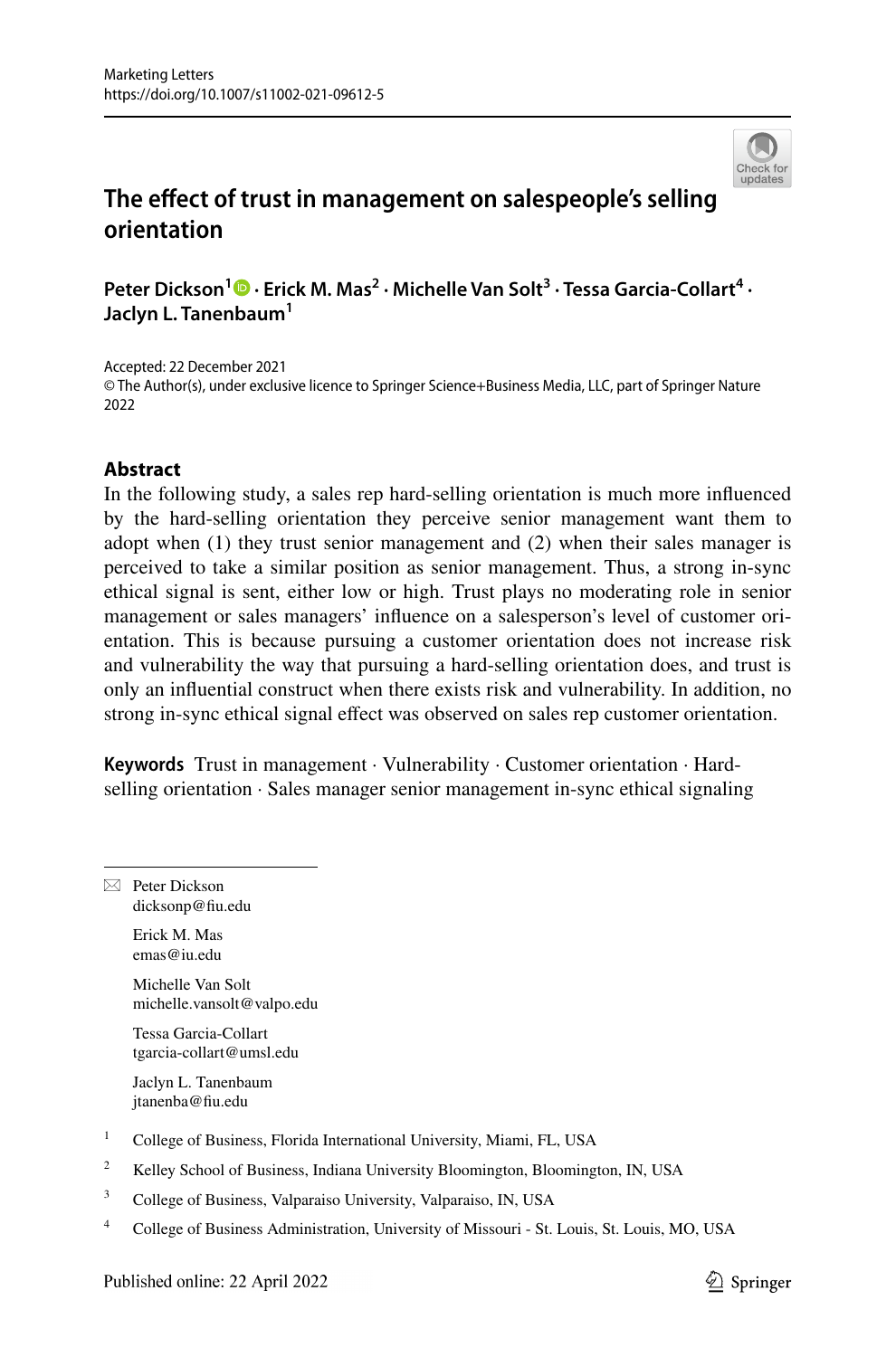Marketing Letters
https://doi.org/10.1007/s11002-021-09612-5

# The effect of trust in management on salespeople's selling orientation

**Peter Dickson[1] · Erick M. Mas[2] · Michelle Van Solt[3] · Tessa Garcia-Collart[4] · Jaclyn L. Tanenbaum[1]**

Accepted: 22 December 2021
© The Author(s), under exclusive licence to Springer Science+Business Media, LLC, part of Springer Nature 2022

## Abstract

In the following study, a sales rep hard-selling orientation is much more influenced by the hard-selling orientation they perceive senior management want them to adopt when (1) they trust senior management and (2) when their sales manager is perceived to take a similar position as senior management. Thus, a strong in-sync ethical signal is sent, either low or high. Trust plays no moderating role in senior management or sales managers' influence on a salesperson's level of customer orientation. This is because pursuing a customer orientation does not increase risk and vulnerability the way that pursuing a hard-selling orientation does, and trust is only an influential construct when there exists risk and vulnerability. In addition, no strong in-sync ethical signal effect was observed on sales rep customer orientation.

**Keywords** Trust in management · Vulnerability · Customer orientation · Hard-selling orientation · Sales manager senior management in-sync ethical signaling

---

✉ Peter Dickson
dicksonp@fiu.edu

Erick M. Mas
emas@iu.edu

Michelle Van Solt
michelle.vansolt@valpo.edu

Tessa Garcia-Collart
tgarcia-collart@umsl.edu

Jaclyn L. Tanenbaum
jtanenba@fiu.edu

[1] College of Business, Florida International University, Miami, FL, USA

[2] Kelley School of Business, Indiana University Bloomington, Bloomington, IN, USA

[3] College of Business, Valparaiso University, Valparaiso, IN, USA

[4] College of Business Administration, University of Missouri - St. Louis, St. Louis, MO, USA

Published online: 22 April 2022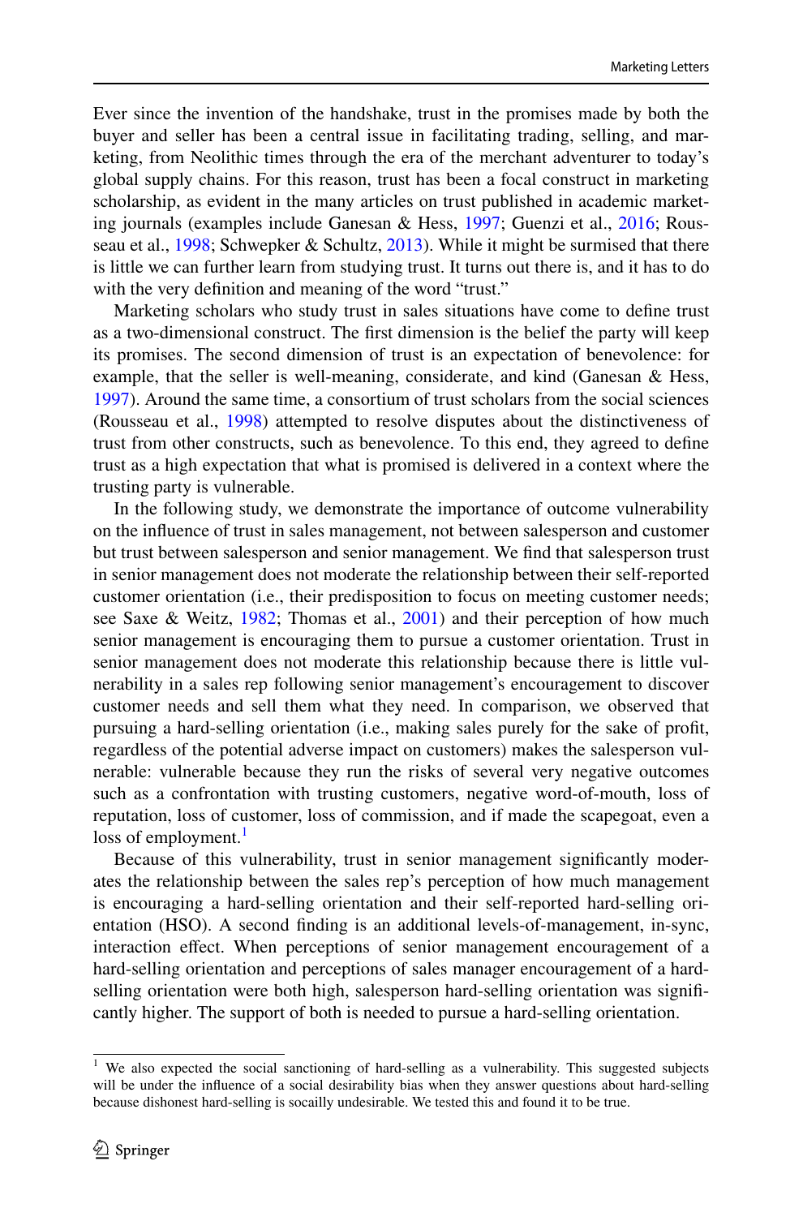Ever since the invention of the handshake, trust in the promises made by both the buyer and seller has been a central issue in facilitating trading, selling, and marketing, from Neolithic times through the era of the merchant adventurer to today's global supply chains. For this reason, trust has been a focal construct in marketing scholarship, as evident in the many articles on trust published in academic marketing journals (examples include Ganesan & Hess, 1997; Guenzi et al., 2016; Rousseau et al., 1998; Schwepker & Schultz, 2013). While it might be surmised that there is little we can further learn from studying trust. It turns out there is, and it has to do with the very definition and meaning of the word "trust."

Marketing scholars who study trust in sales situations have come to define trust as a two-dimensional construct. The first dimension is the belief the party will keep its promises. The second dimension of trust is an expectation of benevolence: for example, that the seller is well-meaning, considerate, and kind (Ganesan & Hess, 1997). Around the same time, a consortium of trust scholars from the social sciences (Rousseau et al., 1998) attempted to resolve disputes about the distinctiveness of trust from other constructs, such as benevolence. To this end, they agreed to define trust as a high expectation that what is promised is delivered in a context where the trusting party is vulnerable.

In the following study, we demonstrate the importance of outcome vulnerability on the influence of trust in sales management, not between salesperson and customer but trust between salesperson and senior management. We find that salesperson trust in senior management does not moderate the relationship between their self-reported customer orientation (i.e., their predisposition to focus on meeting customer needs; see Saxe & Weitz, 1982; Thomas et al., 2001) and their perception of how much senior management is encouraging them to pursue a customer orientation. Trust in senior management does not moderate this relationship because there is little vulnerability in a sales rep following senior management's encouragement to discover customer needs and sell them what they need. In comparison, we observed that pursuing a hard-selling orientation (i.e., making sales purely for the sake of profit, regardless of the potential adverse impact on customers) makes the salesperson vulnerable: vulnerable because they run the risks of several very negative outcomes such as a confrontation with trusting customers, negative word-of-mouth, loss of reputation, loss of customer, loss of commission, and if made the scapegoat, even a loss of employment.[1]

Because of this vulnerability, trust in senior management significantly moderates the relationship between the sales rep's perception of how much management is encouraging a hard-selling orientation and their self-reported hard-selling orientation (HSO). A second finding is an additional levels-of-management, in-sync, interaction effect. When perceptions of senior management encouragement of a hard-selling orientation and perceptions of sales manager encouragement of a hard-selling orientation were both high, salesperson hard-selling orientation was significantly higher. The support of both is needed to pursue a hard-selling orientation.

[1] We also expected the social sanctioning of hard-selling as a vulnerability. This suggested subjects will be under the influence of a social desirability bias when they answer questions about hard-selling because dishonest hard-selling is socailly undesirable. We tested this and found it to be true.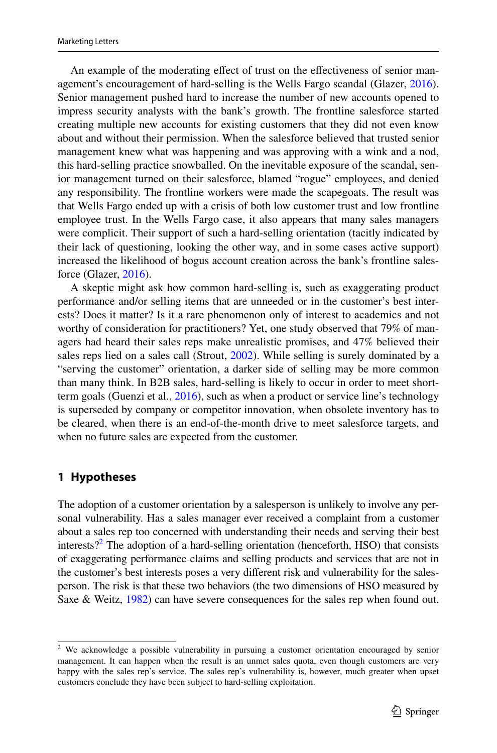An example of the moderating effect of trust on the effectiveness of senior management's encouragement of hard-selling is the Wells Fargo scandal (Glazer, 2016). Senior management pushed hard to increase the number of new accounts opened to impress security analysts with the bank's growth. The frontline salesforce started creating multiple new accounts for existing customers that they did not even know about and without their permission. When the salesforce believed that trusted senior management knew what was happening and was approving with a wink and a nod, this hard-selling practice snowballed. On the inevitable exposure of the scandal, senior management turned on their salesforce, blamed "rogue" employees, and denied any responsibility. The frontline workers were made the scapegoats. The result was that Wells Fargo ended up with a crisis of both low customer trust and low frontline employee trust. In the Wells Fargo case, it also appears that many sales managers were complicit. Their support of such a hard-selling orientation (tacitly indicated by their lack of questioning, looking the other way, and in some cases active support) increased the likelihood of bogus account creation across the bank's frontline salesforce (Glazer, 2016).

A skeptic might ask how common hard-selling is, such as exaggerating product performance and/or selling items that are unneeded or in the customer's best interests? Does it matter? Is it a rare phenomenon only of interest to academics and not worthy of consideration for practitioners? Yet, one study observed that 79% of managers had heard their sales reps make unrealistic promises, and 47% believed their sales reps lied on a sales call (Strout, 2002). While selling is surely dominated by a "serving the customer" orientation, a darker side of selling may be more common than many think. In B2B sales, hard-selling is likely to occur in order to meet short-term goals (Guenzi et al., 2016), such as when a product or service line's technology is superseded by company or competitor innovation, when obsolete inventory has to be cleared, when there is an end-of-the-month drive to meet salesforce targets, and when no future sales are expected from the customer.

## 1 Hypotheses

The adoption of a customer orientation by a salesperson is unlikely to involve any personal vulnerability. Has a sales manager ever received a complaint from a customer about a sales rep too concerned with understanding their needs and serving their best interests?[2] The adoption of a hard-selling orientation (henceforth, HSO) that consists of exaggerating performance claims and selling products and services that are not in the customer's best interests poses a very different risk and vulnerability for the salesperson. The risk is that these two behaviors (the two dimensions of HSO measured by Saxe & Weitz, 1982) can have severe consequences for the sales rep when found out.

---

[2] We acknowledge a possible vulnerability in pursuing a customer orientation encouraged by senior management. It can happen when the result is an unmet sales quota, even though customers are very happy with the sales rep's service. The sales rep's vulnerability is, however, much greater when upset customers conclude they have been subject to hard-selling exploitation.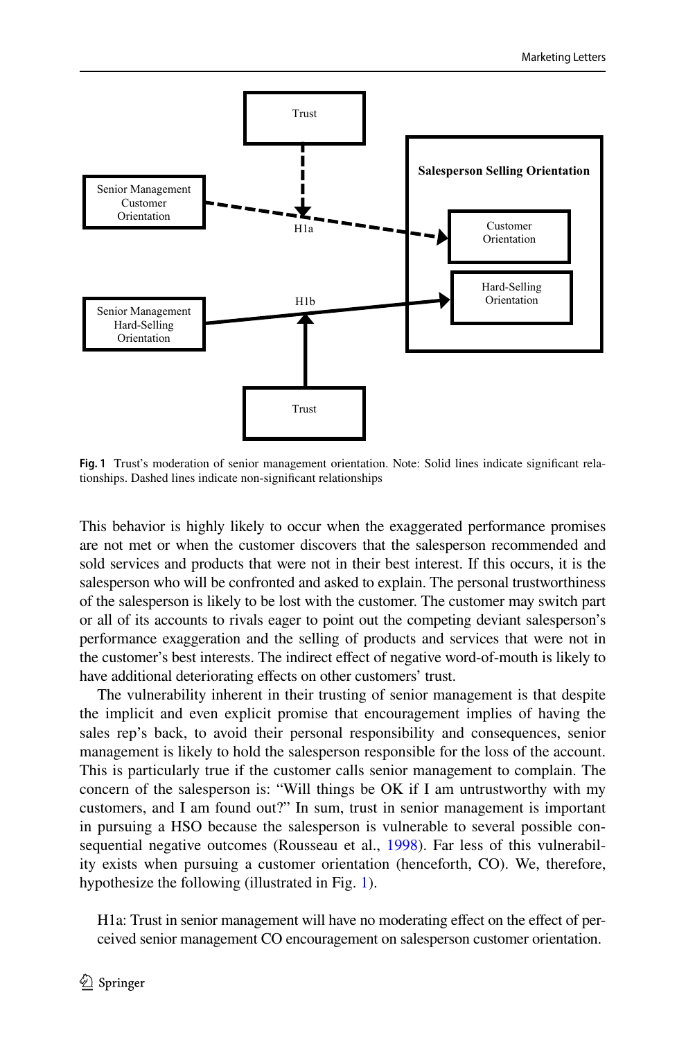**Fig. 1** Trust's moderation of senior management orientation. Note: Solid lines indicate significant relationships. Dashed lines indicate non-significant relationships

This behavior is highly likely to occur when the exaggerated performance promises are not met or when the customer discovers that the salesperson recommended and sold services and products that were not in their best interest. If this occurs, it is the salesperson who will be confronted and asked to explain. The personal trustworthiness of the salesperson is likely to be lost with the customer. The customer may switch part or all of its accounts to rivals eager to point out the competing deviant salesperson's performance exaggeration and the selling of products and services that were not in the customer's best interests. The indirect effect of negative word-of-mouth is likely to have additional deteriorating effects on other customers' trust.

The vulnerability inherent in their trusting of senior management is that despite the implicit and even explicit promise that encouragement implies of having the sales rep's back, to avoid their personal responsibility and consequences, senior management is likely to hold the salesperson responsible for the loss of the account. This is particularly true if the customer calls senior management to complain. The concern of the salesperson is: "Will things be OK if I am untrustworthy with my customers, and I am found out?" In sum, trust in senior management is important in pursuing a HSO because the salesperson is vulnerable to several possible consequential negative outcomes (Rousseau et al., 1998). Far less of this vulnerability exists when pursuing a customer orientation (henceforth, CO). We, therefore, hypothesize the following (illustrated in Fig. 1).

H1a: Trust in senior management will have no moderating effect on the effect of perceived senior management CO encouragement on salesperson customer orientation.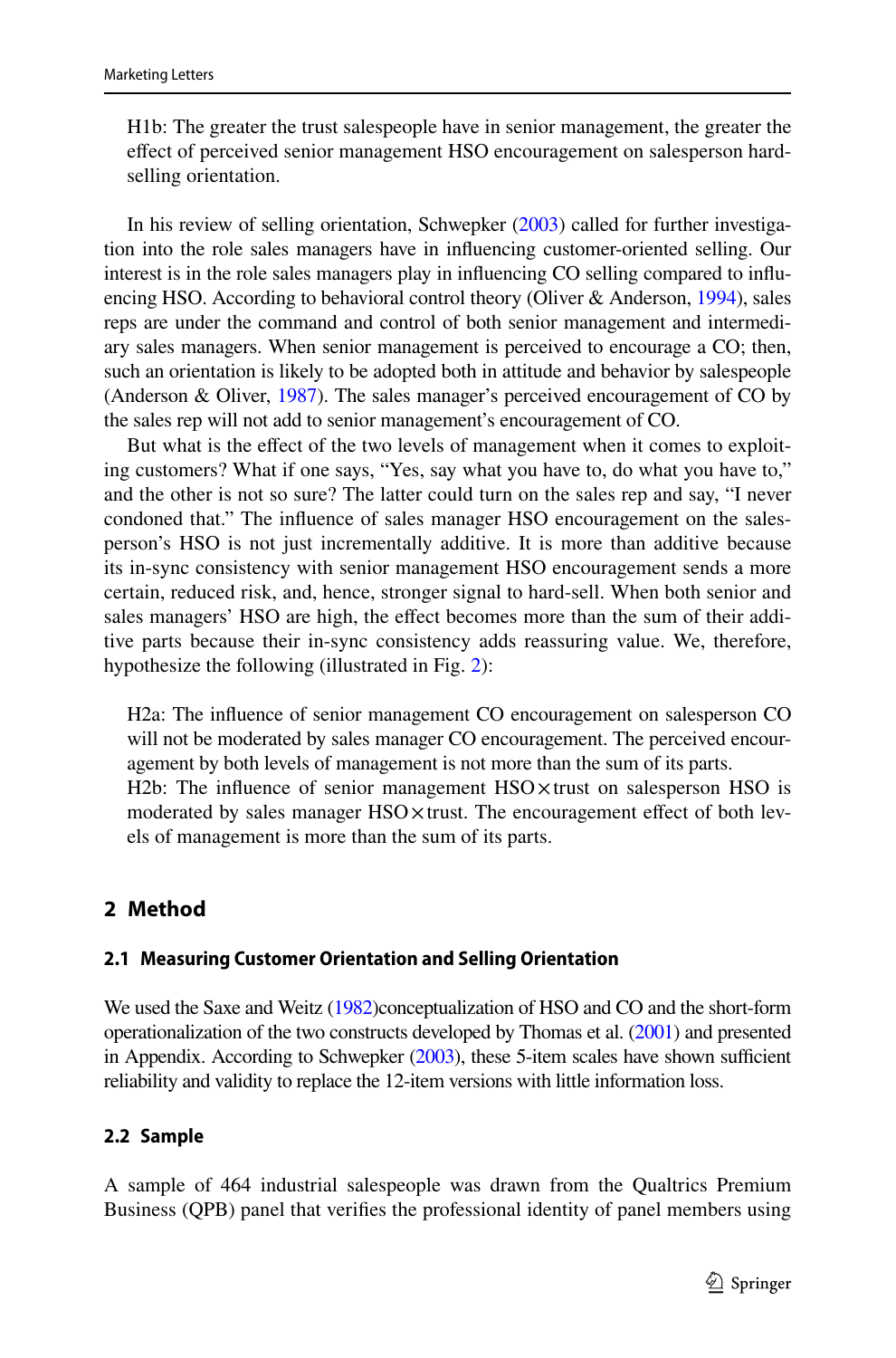H1b: The greater the trust salespeople have in senior management, the greater the effect of perceived senior management HSO encouragement on salesperson hard-selling orientation.

In his review of selling orientation, Schwepker (2003) called for further investigation into the role sales managers have in influencing customer-oriented selling. Our interest is in the role sales managers play in influencing CO selling compared to influencing HSO. According to behavioral control theory (Oliver & Anderson, 1994), sales reps are under the command and control of both senior management and intermediary sales managers. When senior management is perceived to encourage a CO; then, such an orientation is likely to be adopted both in attitude and behavior by salespeople (Anderson & Oliver, 1987). The sales manager's perceived encouragement of CO by the sales rep will not add to senior management's encouragement of CO.

But what is the effect of the two levels of management when it comes to exploiting customers? What if one says, "Yes, say what you have to, do what you have to," and the other is not so sure? The latter could turn on the sales rep and say, "I never condoned that." The influence of sales manager HSO encouragement on the salesperson's HSO is not just incrementally additive. It is more than additive because its in-sync consistency with senior management HSO encouragement sends a more certain, reduced risk, and, hence, stronger signal to hard-sell. When both senior and sales managers' HSO are high, the effect becomes more than the sum of their additive parts because their in-sync consistency adds reassuring value. We, therefore, hypothesize the following (illustrated in Fig. 2):

H2a: The influence of senior management CO encouragement on salesperson CO will not be moderated by sales manager CO encouragement. The perceived encouragement by both levels of management is not more than the sum of its parts.
H2b: The influence of senior management HSO × trust on salesperson HSO is moderated by sales manager HSO × trust. The encouragement effect of both levels of management is more than the sum of its parts.

## 2 Method

### 2.1 Measuring Customer Orientation and Selling Orientation

We used the Saxe and Weitz (1982)conceptualization of HSO and CO and the short-form operationalization of the two constructs developed by Thomas et al. (2001) and presented in Appendix. According to Schwepker (2003), these 5-item scales have shown sufficient reliability and validity to replace the 12-item versions with little information loss.

### 2.2 Sample

A sample of 464 industrial salespeople was drawn from the Qualtrics Premium Business (QPB) panel that verifies the professional identity of panel members using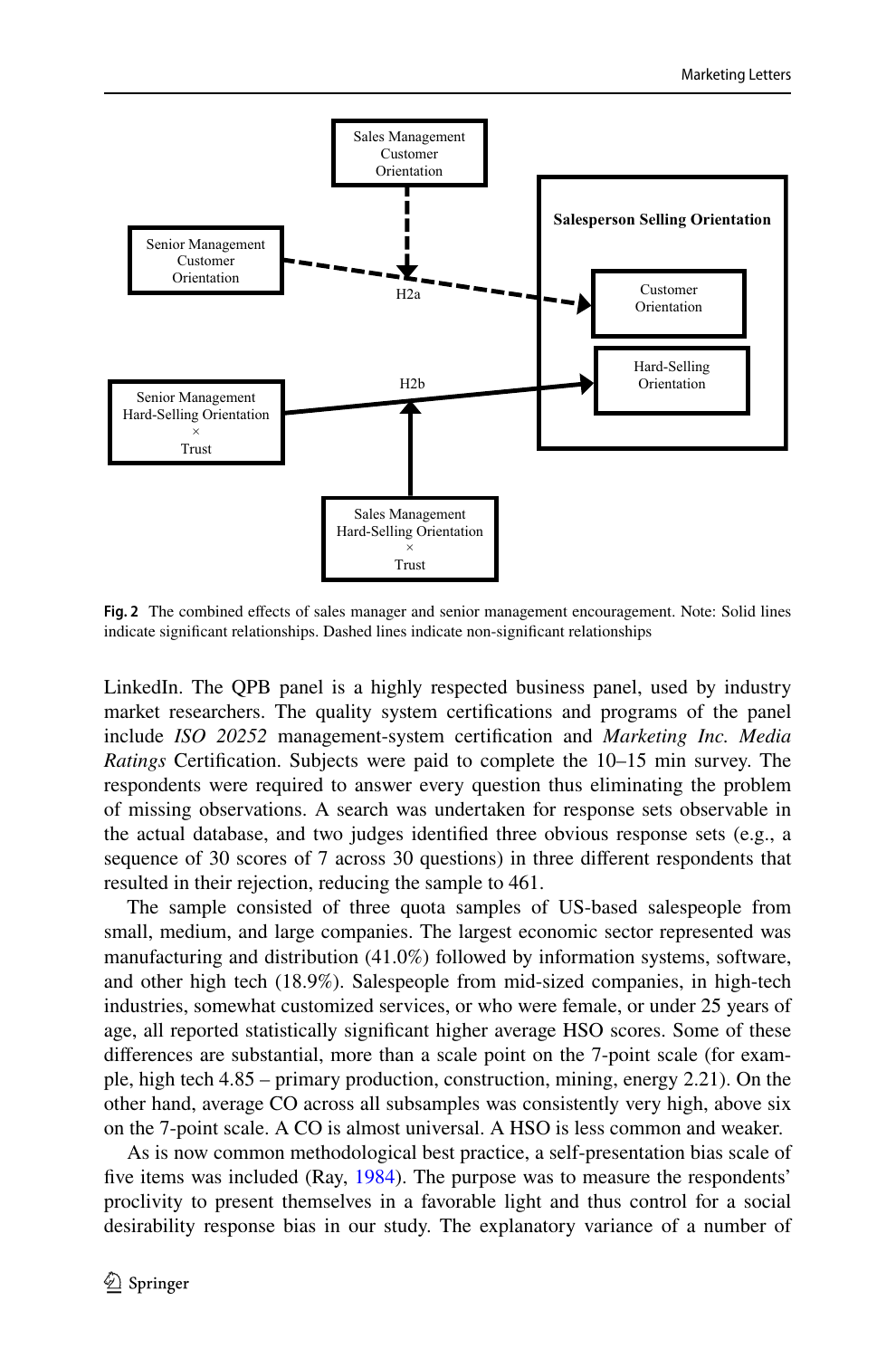Fig. 2 The combined effects of sales manager and senior management encouragement. Note: Solid lines indicate significant relationships. Dashed lines indicate non-significant relationships

LinkedIn. The QPB panel is a highly respected business panel, used by industry market researchers. The quality system certifications and programs of the panel include *ISO 20252* management-system certification and *Marketing Inc. Media Ratings* Certification. Subjects were paid to complete the 10–15 min survey. The respondents were required to answer every question thus eliminating the problem of missing observations. A search was undertaken for response sets observable in the actual database, and two judges identified three obvious response sets (e.g., a sequence of 30 scores of 7 across 30 questions) in three different respondents that resulted in their rejection, reducing the sample to 461.

The sample consisted of three quota samples of US-based salespeople from small, medium, and large companies. The largest economic sector represented was manufacturing and distribution (41.0%) followed by information systems, software, and other high tech (18.9%). Salespeople from mid-sized companies, in high-tech industries, somewhat customized services, or who were female, or under 25 years of age, all reported statistically significant higher average HSO scores. Some of these differences are substantial, more than a scale point on the 7-point scale (for example, high tech 4.85 – primary production, construction, mining, energy 2.21). On the other hand, average CO across all subsamples was consistently very high, above six on the 7-point scale. A CO is almost universal. A HSO is less common and weaker.

As is now common methodological best practice, a self-presentation bias scale of five items was included (Ray, 1984). The purpose was to measure the respondents' proclivity to present themselves in a favorable light and thus control for a social desirability response bias in our study. The explanatory variance of a number of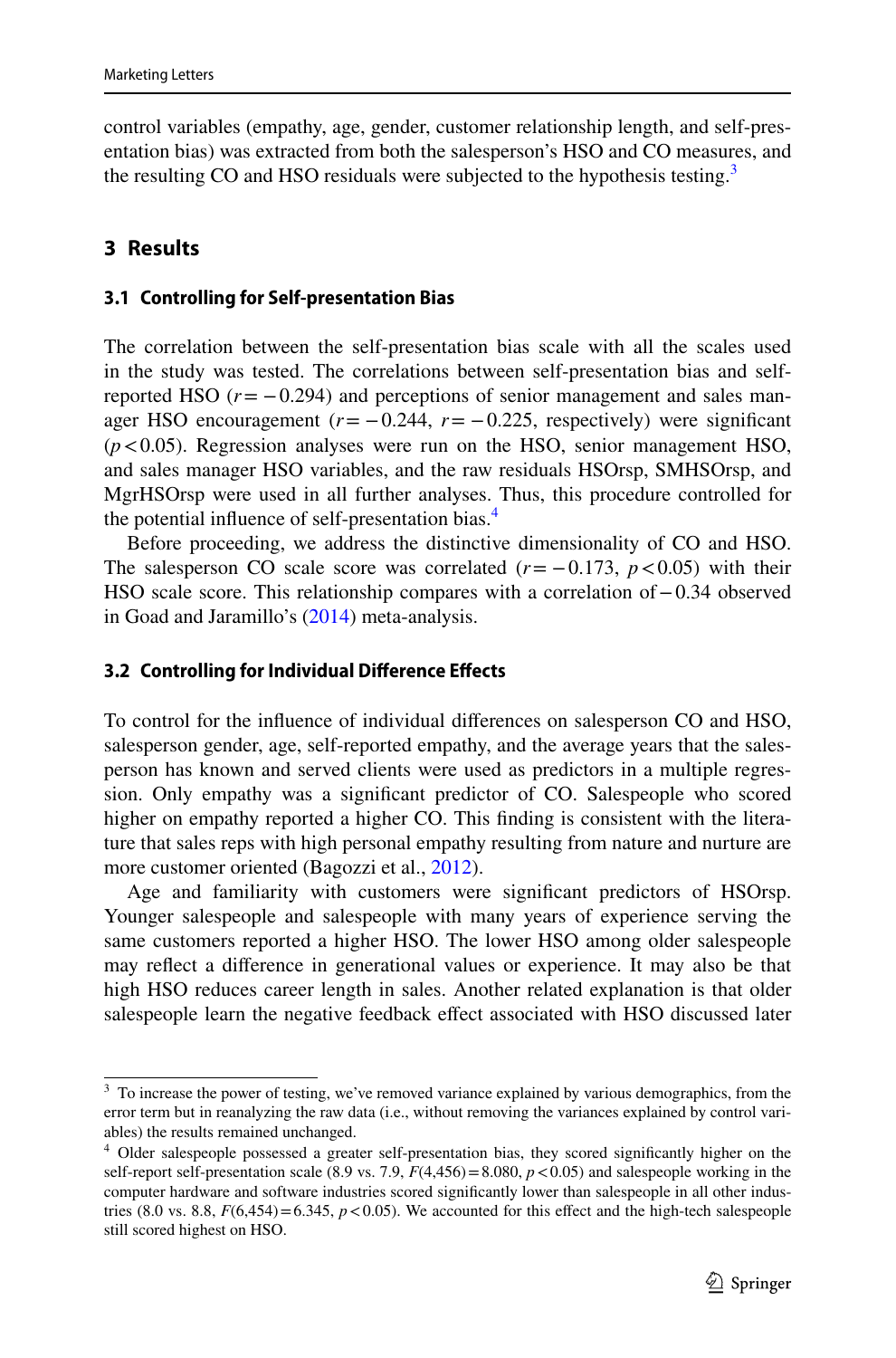control variables (empathy, age, gender, customer relationship length, and self-presentation bias) was extracted from both the salesperson's HSO and CO measures, and the resulting CO and HSO residuals were subjected to the hypothesis testing.[3]

## 3 Results

### 3.1 Controlling for Self-presentation Bias

The correlation between the self-presentation bias scale with all the scales used in the study was tested. The correlations between self-presentation bias and self-reported HSO ($r = -0.294$) and perceptions of senior management and sales manager HSO encouragement ($r = -0.244$, $r = -0.225$, respectively) were significant ($p < 0.05$). Regression analyses were run on the HSO, senior management HSO, and sales manager HSO variables, and the raw residuals HSOrsp, SMHSOrsp, and MgrHSOrsp were used in all further analyses. Thus, this procedure controlled for the potential influence of self-presentation bias.[4]

Before proceeding, we address the distinctive dimensionality of CO and HSO. The salesperson CO scale score was correlated ($r = -0.173$, $p < 0.05$) with their HSO scale score. This relationship compares with a correlation of $-0.34$ observed in Goad and Jaramillo's (2014) meta-analysis.

### 3.2 Controlling for Individual Difference Effects

To control for the influence of individual differences on salesperson CO and HSO, salesperson gender, age, self-reported empathy, and the average years that the salesperson has known and served clients were used as predictors in a multiple regression. Only empathy was a significant predictor of CO. Salespeople who scored higher on empathy reported a higher CO. This finding is consistent with the literature that sales reps with high personal empathy resulting from nature and nurture are more customer oriented (Bagozzi et al., 2012).

Age and familiarity with customers were significant predictors of HSOrsp. Younger salespeople and salespeople with many years of experience serving the same customers reported a higher HSO. The lower HSO among older salespeople may reflect a difference in generational values or experience. It may also be that high HSO reduces career length in sales. Another related explanation is that older salespeople learn the negative feedback effect associated with HSO discussed later

---

[3] To increase the power of testing, we've removed variance explained by various demographics, from the error term but in reanalyzing the raw data (i.e., without removing the variances explained by control variables) the results remained unchanged.

[4] Older salespeople possessed a greater self-presentation bias, they scored significantly higher on the self-report self-presentation scale (8.9 vs. 7.9, $F(4,456) = 8.080$, $p < 0.05$) and salespeople working in the computer hardware and software industries scored significantly lower than salespeople in all other industries (8.0 vs. 8.8, $F(6,454) = 6.345$, $p < 0.05$). We accounted for this effect and the high-tech salespeople still scored highest on HSO.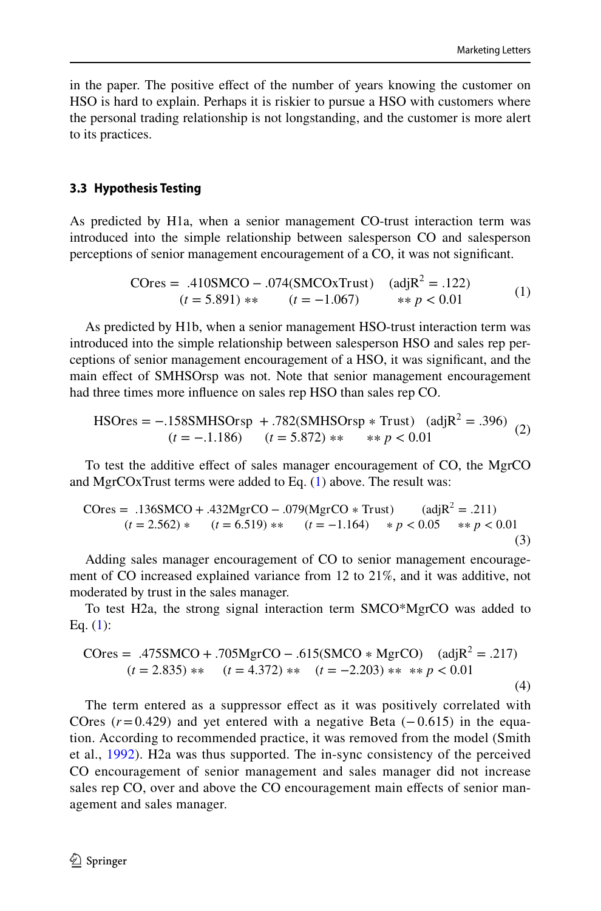in the paper. The positive effect of the number of years knowing the customer on HSO is hard to explain. Perhaps it is riskier to pursue a HSO with customers where the personal trading relationship is not longstanding, and the customer is more alert to its practices.

### 3.3 Hypothesis Testing

As predicted by H1a, when a senior management CO-trust interaction term was introduced into the simple relationship between salesperson CO and salesperson perceptions of senior management encouragement of a CO, it was not significant.

$$\begin{array}{lll} \text{COres} = .410\text{SMCO} - .074(\text{SMCOxTrust}) & (\text{adjR}^2 = .122) & \\ (t = 5.891)** \quad (t = -1.067) & **\ p < 0.01 & \end{array} \tag{1}$$

As predicted by H1b, when a senior management HSO-trust interaction term was introduced into the simple relationship between salesperson HSO and sales rep perceptions of senior management encouragement of a HSO, it was significant, and the main effect of SMHSOrsp was not. Note that senior management encouragement had three times more influence on sales rep HSO than sales rep CO.

$$\begin{array}{lll} \text{HSOres} = -.158\text{SMHSOrsp} + .782(\text{SMHSOrsp} * \text{Trust}) & (\text{adjR}^2 = .396) & \\ (t = -.1.186) \quad (t = 5.872)** & **\ p < 0.01 & \end{array} \tag{2}$$

To test the additive effect of sales manager encouragement of CO, the MgrCO and MgrCOxTrust terms were added to Eq. (1) above. The result was:

$$\begin{array}{lll} \text{COres} = .136\text{SMCO} + .432\text{MgrCO} - .079(\text{MgrCO} * \text{Trust}) & (\text{adjR}^2 = .211) & \\ (t = 2.562)* \quad (t = 6.519)** \quad (t = -1.164) & *\ p < 0.05 \quad **\ p < 0.01 & \end{array} \tag{3}$$

Adding sales manager encouragement of CO to senior management encouragement of CO increased explained variance from 12 to 21%, and it was additive, not moderated by trust in the sales manager.

To test H2a, the strong signal interaction term SMCO*MgrCO was added to Eq. (1):

$$\begin{array}{lll} \text{COres} = .475\text{SMCO} + .705\text{MgrCO} - .615(\text{SMCO} * \text{MgrCO}) & (\text{adjR}^2 = .217) & \\ (t = 2.835)** \quad (t = 4.372)** \quad (t = -2.203)** & **\ p < 0.01 & \end{array} \tag{4}$$

The term entered as a suppressor effect as it was positively correlated with COres ($r = 0.429$) and yet entered with a negative Beta ($-0.615$) in the equation. According to recommended practice, it was removed from the model (Smith et al., 1992). H2a was thus supported. The in-sync consistency of the perceived CO encouragement of senior management and sales manager did not increase sales rep CO, over and above the CO encouragement main effects of senior management and sales manager.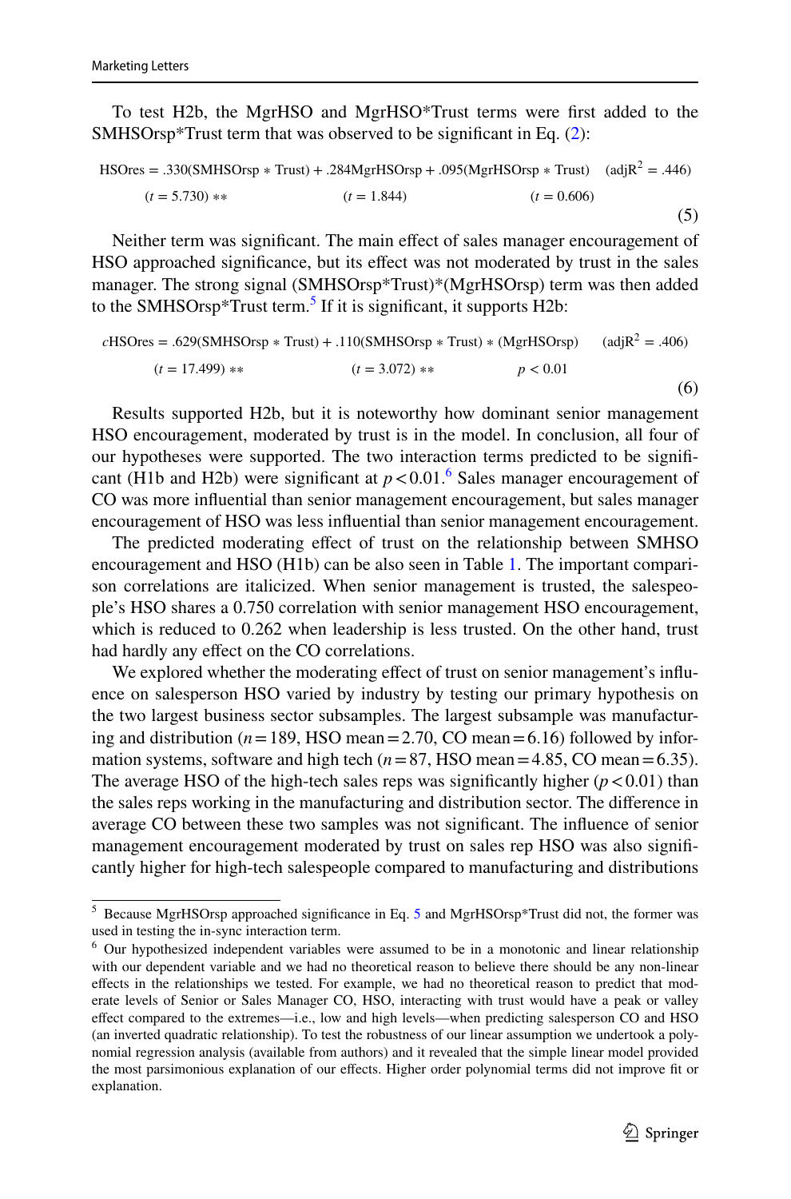To test H2b, the MgrHSO and MgrHSO*Trust terms were first added to the SMHSOrsp*Trust term that was observed to be significant in Eq. (2):

$$\text{HSOres} = .330(\text{SMHSOrsp} * \text{Trust}) + .284\text{MgrHSOrsp} + .095(\text{MgrHSOrsp} * \text{Trust}) \quad (\text{adjR}^2 = .446)$$
$$(t = 5.730)\ ** \qquad (t = 1.844) \qquad (t = 0.606) \tag{5}$$

Neither term was significant. The main effect of sales manager encouragement of HSO approached significance, but its effect was not moderated by trust in the sales manager. The strong signal (SMHSOrsp*Trust)*(MgrHSOrsp) term was then added to the SMHSOrsp*Trust term.[5] If it is significant, it supports H2b:

$$c\text{HSOres} = .629(\text{SMHSOrsp} * \text{Trust}) + .110(\text{SMHSOrsp} * \text{Trust}) * (\text{MgrHSOrsp}) \quad (\text{adjR}^2 = .406)$$
$$(t = 17.499)\ ** \qquad (t = 3.072)\ ** \qquad p < 0.01 \tag{6}$$

Results supported H2b, but it is noteworthy how dominant senior management HSO encouragement, moderated by trust is in the model. In conclusion, all four of our hypotheses were supported. The two interaction terms predicted to be significant (H1b and H2b) were significant at $p < 0.01$.[6] Sales manager encouragement of CO was more influential than senior management encouragement, but sales manager encouragement of HSO was less influential than senior management encouragement.

The predicted moderating effect of trust on the relationship between SMHSO encouragement and HSO (H1b) can be also seen in Table 1. The important comparison correlations are italicized. When senior management is trusted, the salespeople's HSO shares a 0.750 correlation with senior management HSO encouragement, which is reduced to 0.262 when leadership is less trusted. On the other hand, trust had hardly any effect on the CO correlations.

We explored whether the moderating effect of trust on senior management's influence on salesperson HSO varied by industry by testing our primary hypothesis on the two largest business sector subsamples. The largest subsample was manufacturing and distribution ($n = 189$, HSO mean = 2.70, CO mean = 6.16) followed by information systems, software and high tech ($n = 87$, HSO mean = 4.85, CO mean = 6.35). The average HSO of the high-tech sales reps was significantly higher ($p < 0.01$) than the sales reps working in the manufacturing and distribution sector. The difference in average CO between these two samples was not significant. The influence of senior management encouragement moderated by trust on sales rep HSO was also significantly higher for high-tech salespeople compared to manufacturing and distributions

---

[5] Because MgrHSOrsp approached significance in Eq. 5 and MgrHSOrsp*Trust did not, the former was used in testing the in-sync interaction term.

[6] Our hypothesized independent variables were assumed to be in a monotonic and linear relationship with our dependent variable and we had no theoretical reason to believe there should be any non-linear effects in the relationships we tested. For example, we had no theoretical reason to predict that moderate levels of Senior or Sales Manager CO, HSO, interacting with trust would have a peak or valley effect compared to the extremes—i.e., low and high levels—when predicting salesperson CO and HSO (an inverted quadratic relationship). To test the robustness of our linear assumption we undertook a polynomial regression analysis (available from authors) and it revealed that the simple linear model provided the most parsimonious explanation of our effects. Higher order polynomial terms did not improve fit or explanation.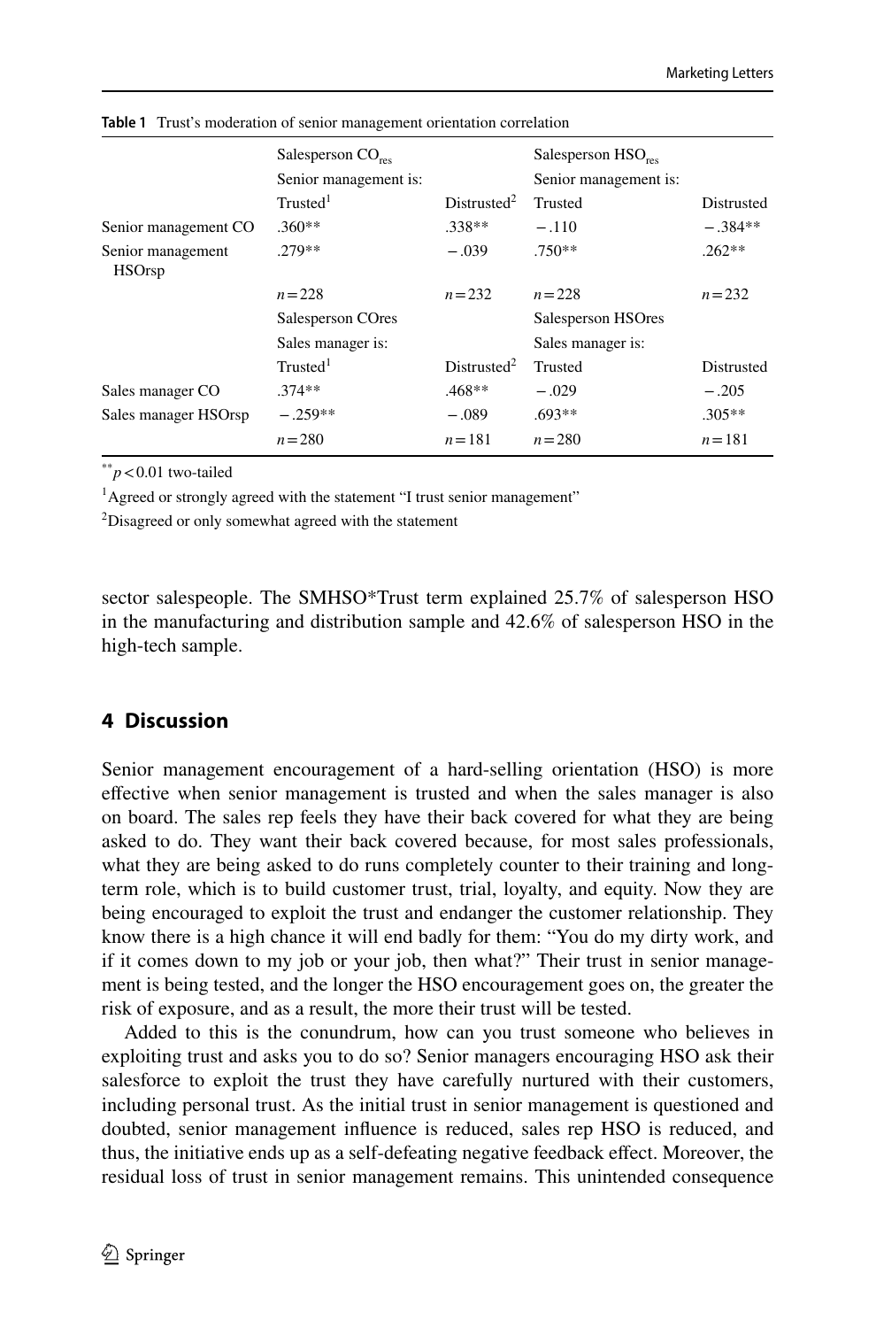**Table 1** Trust's moderation of senior management orientation correlation

| | Salesperson $CO_{res}$ | | Salesperson $HSO_{res}$ | |
|---|---|---|---|---|
| | Senior management is: | | Senior management is: | |
| | Trusted[1] | Distrusted[2] | Trusted | Distrusted |
| Senior management CO | .360** | .338** | −.110 | −.384** |
| Senior management HSOrsp | .279** | −.039 | .750** | .262** |
| | $n=228$ | $n=232$ | $n=228$ | $n=232$ |
| | Salesperson COres | | Salesperson HSOres | |
| | Sales manager is: | | Sales manager is: | |
| | Trusted[1] | Distrusted[2] | Trusted | Distrusted |
| Sales manager CO | .374** | .468** | −.029 | −.205 |
| Sales manager HSOrsp | −.259** | −.089 | .693** | .305** |
| | $n=280$ | $n=181$ | $n=280$ | $n=181$ |

** $p<0.01$ two-tailed

[1] Agreed or strongly agreed with the statement "I trust senior management"

[2] Disagreed or only somewhat agreed with the statement

sector salespeople. The SMHSO*Trust term explained 25.7% of salesperson HSO in the manufacturing and distribution sample and 42.6% of salesperson HSO in the high-tech sample.

## 4 Discussion

Senior management encouragement of a hard-selling orientation (HSO) is more effective when senior management is trusted and when the sales manager is also on board. The sales rep feels they have their back covered for what they are being asked to do. They want their back covered because, for most sales professionals, what they are being asked to do runs completely counter to their training and long-term role, which is to build customer trust, trial, loyalty, and equity. Now they are being encouraged to exploit the trust and endanger the customer relationship. They know there is a high chance it will end badly for them: "You do my dirty work, and if it comes down to my job or your job, then what?" Their trust in senior management is being tested, and the longer the HSO encouragement goes on, the greater the risk of exposure, and as a result, the more their trust will be tested.

Added to this is the conundrum, how can you trust someone who believes in exploiting trust and asks you to do so? Senior managers encouraging HSO ask their salesforce to exploit the trust they have carefully nurtured with their customers, including personal trust. As the initial trust in senior management is questioned and doubted, senior management influence is reduced, sales rep HSO is reduced, and thus, the initiative ends up as a self-defeating negative feedback effect. Moreover, the residual loss of trust in senior management remains. This unintended consequence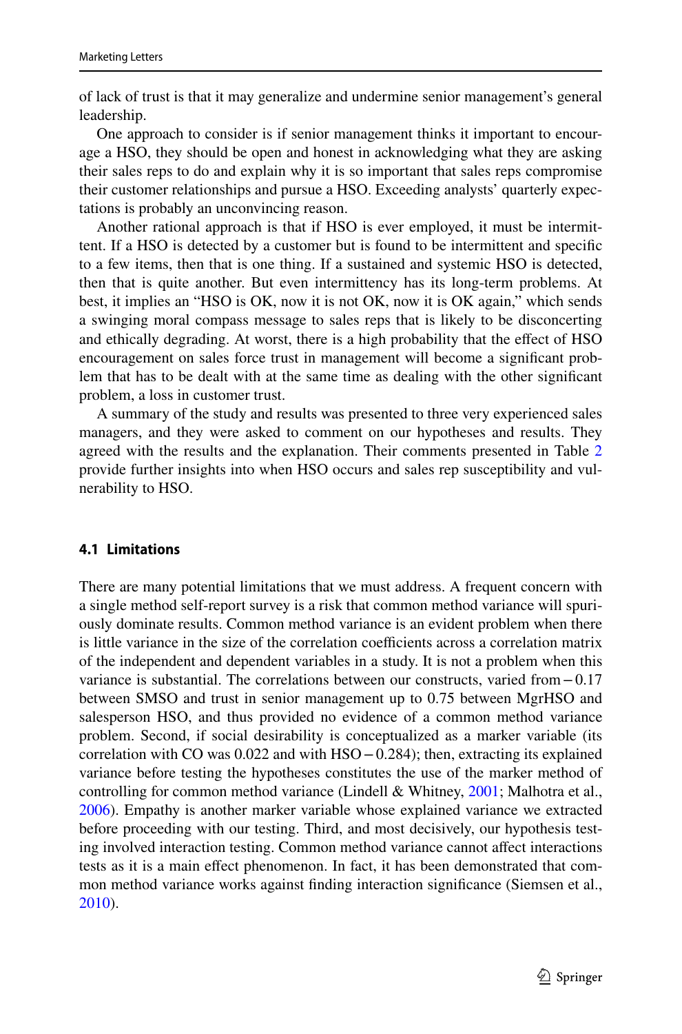of lack of trust is that it may generalize and undermine senior management's general leadership.

One approach to consider is if senior management thinks it important to encourage a HSO, they should be open and honest in acknowledging what they are asking their sales reps to do and explain why it is so important that sales reps compromise their customer relationships and pursue a HSO. Exceeding analysts' quarterly expectations is probably an unconvincing reason.

Another rational approach is that if HSO is ever employed, it must be intermittent. If a HSO is detected by a customer but is found to be intermittent and specific to a few items, then that is one thing. If a sustained and systemic HSO is detected, then that is quite another. But even intermittency has its long-term problems. At best, it implies an "HSO is OK, now it is not OK, now it is OK again," which sends a swinging moral compass message to sales reps that is likely to be disconcerting and ethically degrading. At worst, there is a high probability that the effect of HSO encouragement on sales force trust in management will become a significant problem that has to be dealt with at the same time as dealing with the other significant problem, a loss in customer trust.

A summary of the study and results was presented to three very experienced sales managers, and they were asked to comment on our hypotheses and results. They agreed with the results and the explanation. Their comments presented in Table 2 provide further insights into when HSO occurs and sales rep susceptibility and vulnerability to HSO.

### 4.1 Limitations

There are many potential limitations that we must address. A frequent concern with a single method self-report survey is a risk that common method variance will spuriously dominate results. Common method variance is an evident problem when there is little variance in the size of the correlation coefficients across a correlation matrix of the independent and dependent variables in a study. It is not a problem when this variance is substantial. The correlations between our constructs, varied from −0.17 between SMSO and trust in senior management up to 0.75 between MgrHSO and salesperson HSO, and thus provided no evidence of a common method variance problem. Second, if social desirability is conceptualized as a marker variable (its correlation with CO was 0.022 and with HSO −0.284); then, extracting its explained variance before testing the hypotheses constitutes the use of the marker method of controlling for common method variance (Lindell & Whitney, 2001; Malhotra et al., 2006). Empathy is another marker variable whose explained variance we extracted before proceeding with our testing. Third, and most decisively, our hypothesis testing involved interaction testing. Common method variance cannot affect interactions tests as it is a main effect phenomenon. In fact, it has been demonstrated that common method variance works against finding interaction significance (Siemsen et al., 2010).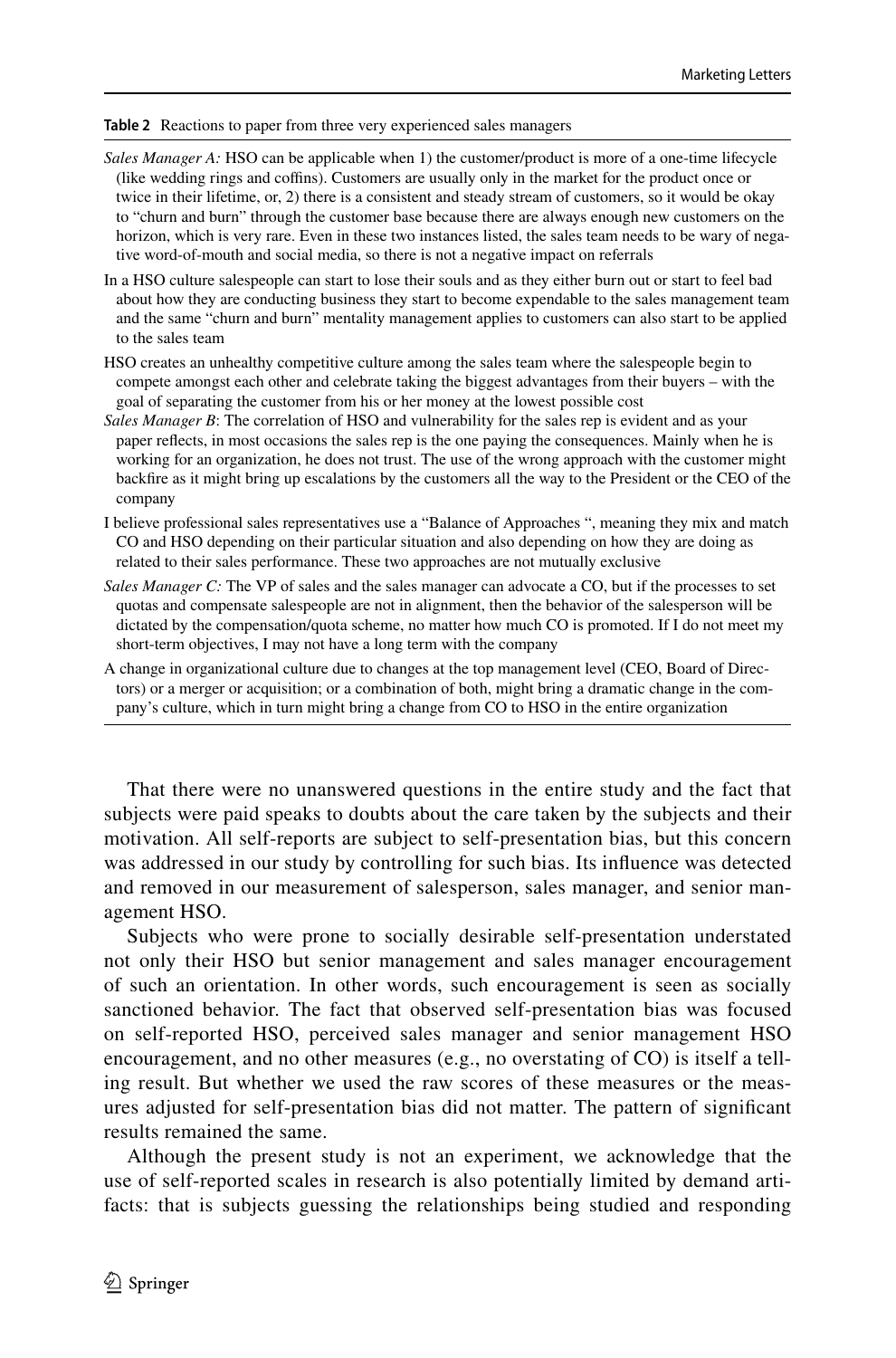**Table 2** Reactions to paper from three very experienced sales managers

| |
|---|
| *Sales Manager A:* HSO can be applicable when 1) the customer/product is more of a one-time lifecycle (like wedding rings and coffins). Customers are usually only in the market for the product once or twice in their lifetime, or, 2) there is a consistent and steady stream of customers, so it would be okay to "churn and burn" through the customer base because there are always enough new customers on the horizon, which is very rare. Even in these two instances listed, the sales team needs to be wary of negative word-of-mouth and social media, so there is not a negative impact on referrals |
| In a HSO culture salespeople can start to lose their souls and as they either burn out or start to feel bad about how they are conducting business they start to become expendable to the sales management team and the same "churn and burn" mentality management applies to customers can also start to be applied to the sales team |
| HSO creates an unhealthy competitive culture among the sales team where the salespeople begin to compete amongst each other and celebrate taking the biggest advantages from their buyers – with the goal of separating the customer from his or her money at the lowest possible cost |
| *Sales Manager B*: The correlation of HSO and vulnerability for the sales rep is evident and as your paper reflects, in most occasions the sales rep is the one paying the consequences. Mainly when he is working for an organization, he does not trust. The use of the wrong approach with the customer might backfire as it might bring up escalations by the customers all the way to the President or the CEO of the company |
| I believe professional sales representatives use a "Balance of Approaches ", meaning they mix and match CO and HSO depending on their particular situation and also depending on how they are doing as related to their sales performance. These two approaches are not mutually exclusive |
| *Sales Manager C:* The VP of sales and the sales manager can advocate a CO, but if the processes to set quotas and compensate salespeople are not in alignment, then the behavior of the salesperson will be dictated by the compensation/quota scheme, no matter how much CO is promoted. If I do not meet my short-term objectives, I may not have a long term with the company |
| A change in organizational culture due to changes at the top management level (CEO, Board of Directors) or a merger or acquisition; or a combination of both, might bring a dramatic change in the company's culture, which in turn might bring a change from CO to HSO in the entire organization |

That there were no unanswered questions in the entire study and the fact that subjects were paid speaks to doubts about the care taken by the subjects and their motivation. All self-reports are subject to self-presentation bias, but this concern was addressed in our study by controlling for such bias. Its influence was detected and removed in our measurement of salesperson, sales manager, and senior management HSO.

Subjects who were prone to socially desirable self-presentation understated not only their HSO but senior management and sales manager encouragement of such an orientation. In other words, such encouragement is seen as socially sanctioned behavior. The fact that observed self-presentation bias was focused on self-reported HSO, perceived sales manager and senior management HSO encouragement, and no other measures (e.g., no overstating of CO) is itself a telling result. But whether we used the raw scores of these measures or the measures adjusted for self-presentation bias did not matter. The pattern of significant results remained the same.

Although the present study is not an experiment, we acknowledge that the use of self-reported scales in research is also potentially limited by demand artifacts: that is subjects guessing the relationships being studied and responding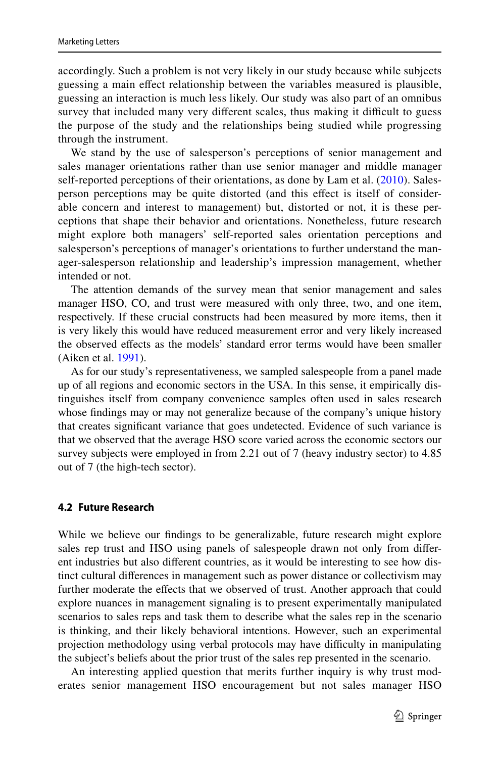accordingly. Such a problem is not very likely in our study because while subjects guessing a main effect relationship between the variables measured is plausible, guessing an interaction is much less likely. Our study was also part of an omnibus survey that included many very different scales, thus making it difficult to guess the purpose of the study and the relationships being studied while progressing through the instrument.

We stand by the use of salesperson's perceptions of senior management and sales manager orientations rather than use senior manager and middle manager self-reported perceptions of their orientations, as done by Lam et al. (2010). Salesperson perceptions may be quite distorted (and this effect is itself of considerable concern and interest to management) but, distorted or not, it is these perceptions that shape their behavior and orientations. Nonetheless, future research might explore both managers' self-reported sales orientation perceptions and salesperson's perceptions of manager's orientations to further understand the manager-salesperson relationship and leadership's impression management, whether intended or not.

The attention demands of the survey mean that senior management and sales manager HSO, CO, and trust were measured with only three, two, and one item, respectively. If these crucial constructs had been measured by more items, then it is very likely this would have reduced measurement error and very likely increased the observed effects as the models' standard error terms would have been smaller (Aiken et al. 1991).

As for our study's representativeness, we sampled salespeople from a panel made up of all regions and economic sectors in the USA. In this sense, it empirically distinguishes itself from company convenience samples often used in sales research whose findings may or may not generalize because of the company's unique history that creates significant variance that goes undetected. Evidence of such variance is that we observed that the average HSO score varied across the economic sectors our survey subjects were employed in from 2.21 out of 7 (heavy industry sector) to 4.85 out of 7 (the high-tech sector).

### 4.2 Future Research

While we believe our findings to be generalizable, future research might explore sales rep trust and HSO using panels of salespeople drawn not only from different industries but also different countries, as it would be interesting to see how distinct cultural differences in management such as power distance or collectivism may further moderate the effects that we observed of trust. Another approach that could explore nuances in management signaling is to present experimentally manipulated scenarios to sales reps and task them to describe what the sales rep in the scenario is thinking, and their likely behavioral intentions. However, such an experimental projection methodology using verbal protocols may have difficulty in manipulating the subject's beliefs about the prior trust of the sales rep presented in the scenario.

An interesting applied question that merits further inquiry is why trust moderates senior management HSO encouragement but not sales manager HSO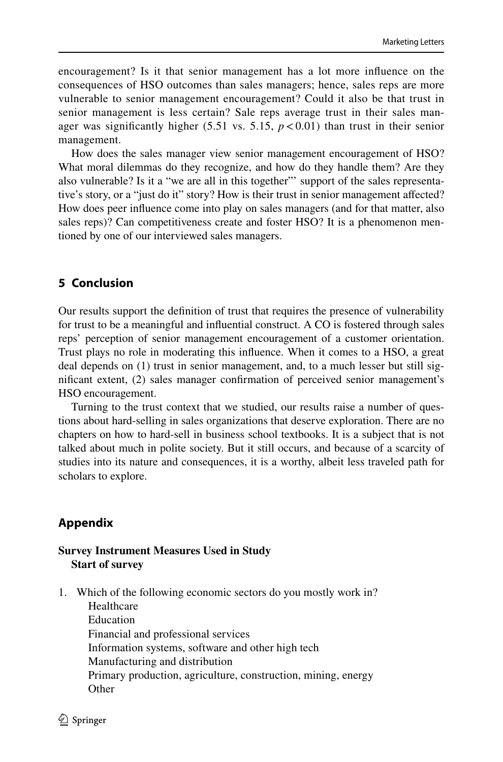encouragement? Is it that senior management has a lot more influence on the consequences of HSO outcomes than sales managers; hence, sales reps are more vulnerable to senior management encouragement? Could it also be that trust in senior management is less certain? Sale reps average trust in their sales manager was significantly higher (5.51 vs. 5.15, $p < 0.01$) than trust in their senior management.

How does the sales manager view senior management encouragement of HSO? What moral dilemmas do they recognize, and how do they handle them? Are they also vulnerable? Is it a "we are all in this together"' support of the sales representative's story, or a "just do it" story? How is their trust in senior management affected? How does peer influence come into play on sales managers (and for that matter, also sales reps)? Can competitiveness create and foster HSO? It is a phenomenon mentioned by one of our interviewed sales managers.

## 5 Conclusion

Our results support the definition of trust that requires the presence of vulnerability for trust to be a meaningful and influential construct. A CO is fostered through sales reps' perception of senior management encouragement of a customer orientation. Trust plays no role in moderating this influence. When it comes to a HSO, a great deal depends on (1) trust in senior management, and, to a much lesser but still significant extent, (2) sales manager confirmation of perceived senior management's HSO encouragement.

Turning to the trust context that we studied, our results raise a number of questions about hard-selling in sales organizations that deserve exploration. There are no chapters on how to hard-sell in business school textbooks. It is a subject that is not talked about much in polite society. But it still occurs, and because of a scarcity of studies into its nature and consequences, it is a worthy, albeit less traveled path for scholars to explore.

## Appendix

**Survey Instrument Measures Used in Study**

**Start of survey**

1. Which of the following economic sectors do you mostly work in?
   - Healthcare
   - Education
   - Financial and professional services
   - Information systems, software and other high tech
   - Manufacturing and distribution
   - Primary production, agriculture, construction, mining, energy
   - Other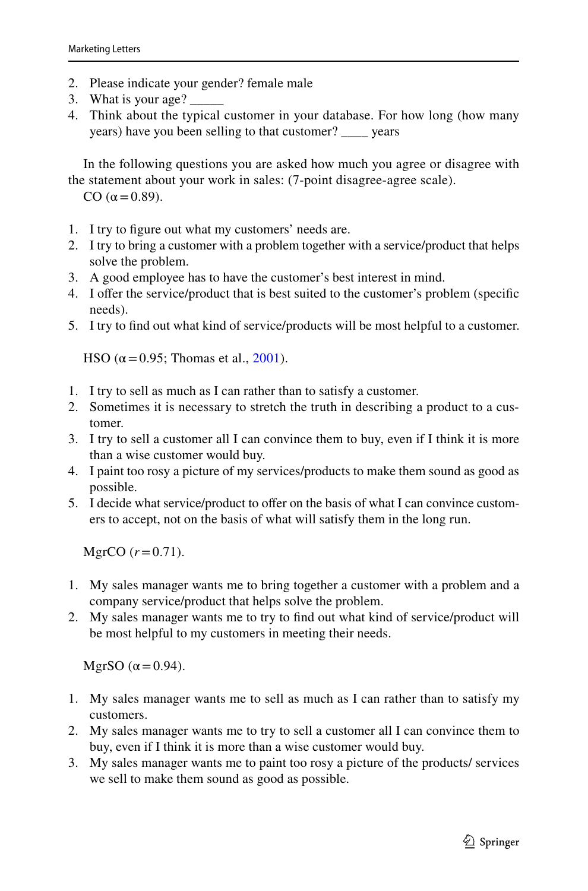2. Please indicate your gender? female male
3. What is your age? _____
4. Think about the typical customer in your database. For how long (how many years) have you been selling to that customer? ____ years

In the following questions you are asked how much you agree or disagree with the statement about your work in sales: (7-point disagree-agree scale).

CO ($\alpha = 0.89$).

1. I try to figure out what my customers' needs are.
2. I try to bring a customer with a problem together with a service/product that helps solve the problem.
3. A good employee has to have the customer's best interest in mind.
4. I offer the service/product that is best suited to the customer's problem (specific needs).
5. I try to find out what kind of service/products will be most helpful to a customer.

HSO ($\alpha = 0.95$; Thomas et al., 2001).

1. I try to sell as much as I can rather than to satisfy a customer.
2. Sometimes it is necessary to stretch the truth in describing a product to a customer.
3. I try to sell a customer all I can convince them to buy, even if I think it is more than a wise customer would buy.
4. I paint too rosy a picture of my services/products to make them sound as good as possible.
5. I decide what service/product to offer on the basis of what I can convince customers to accept, not on the basis of what will satisfy them in the long run.

MgrCO ($r = 0.71$).

1. My sales manager wants me to bring together a customer with a problem and a company service/product that helps solve the problem.
2. My sales manager wants me to try to find out what kind of service/product will be most helpful to my customers in meeting their needs.

MgrSO ($\alpha = 0.94$).

1. My sales manager wants me to sell as much as I can rather than to satisfy my customers.
2. My sales manager wants me to try to sell a customer all I can convince them to buy, even if I think it is more than a wise customer would buy.
3. My sales manager wants me to paint too rosy a picture of the products/ services we sell to make them sound as good as possible.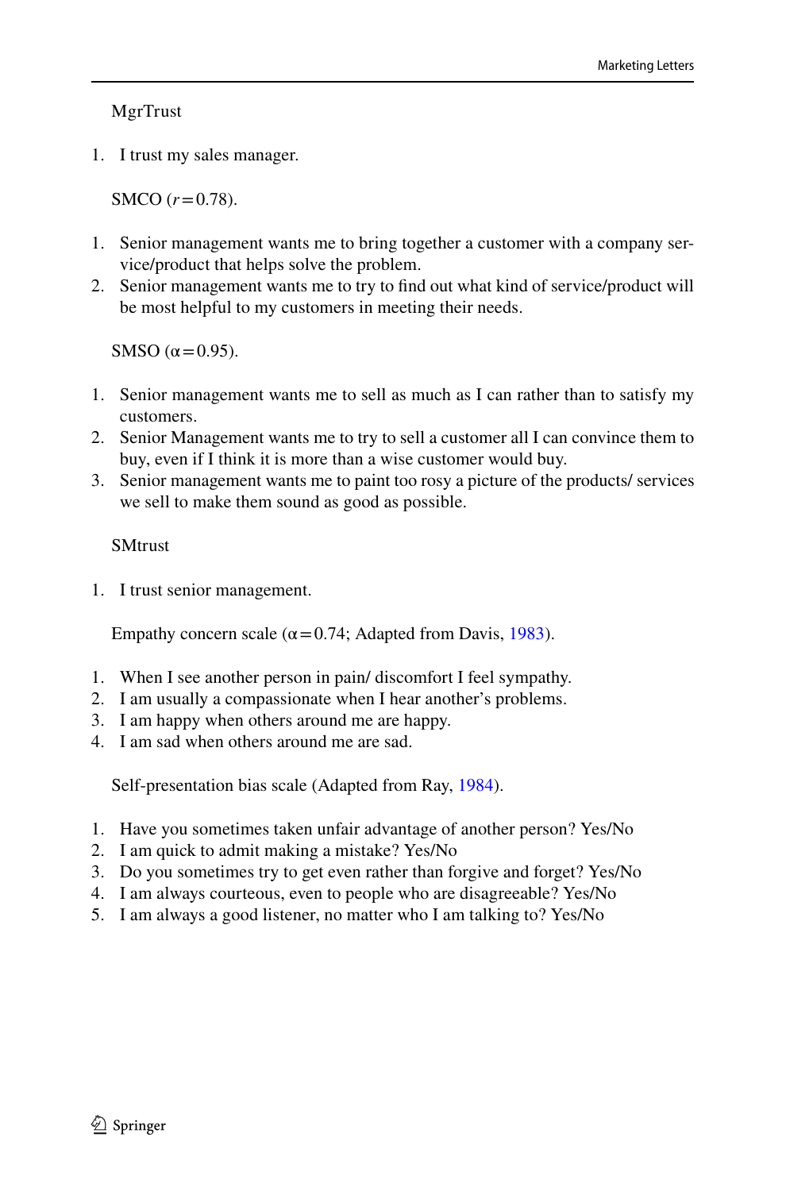MgrTrust

1. I trust my sales manager.

SMCO ($r = 0.78$).

1. Senior management wants me to bring together a customer with a company service/product that helps solve the problem.
2. Senior management wants me to try to find out what kind of service/product will be most helpful to my customers in meeting their needs.

SMSO ($\alpha = 0.95$).

1. Senior management wants me to sell as much as I can rather than to satisfy my customers.
2. Senior Management wants me to try to sell a customer all I can convince them to buy, even if I think it is more than a wise customer would buy.
3. Senior management wants me to paint too rosy a picture of the products/ services we sell to make them sound as good as possible.

SMtrust

1. I trust senior management.

Empathy concern scale ($\alpha = 0.74$; Adapted from Davis, 1983).

1. When I see another person in pain/ discomfort I feel sympathy.
2. I am usually a compassionate when I hear another's problems.
3. I am happy when others around me are happy.
4. I am sad when others around me are sad.

Self-presentation bias scale (Adapted from Ray, 1984).

1. Have you sometimes taken unfair advantage of another person? Yes/No
2. I am quick to admit making a mistake? Yes/No
3. Do you sometimes try to get even rather than forgive and forget? Yes/No
4. I am always courteous, even to people who are disagreeable? Yes/No
5. I am always a good listener, no matter who I am talking to? Yes/No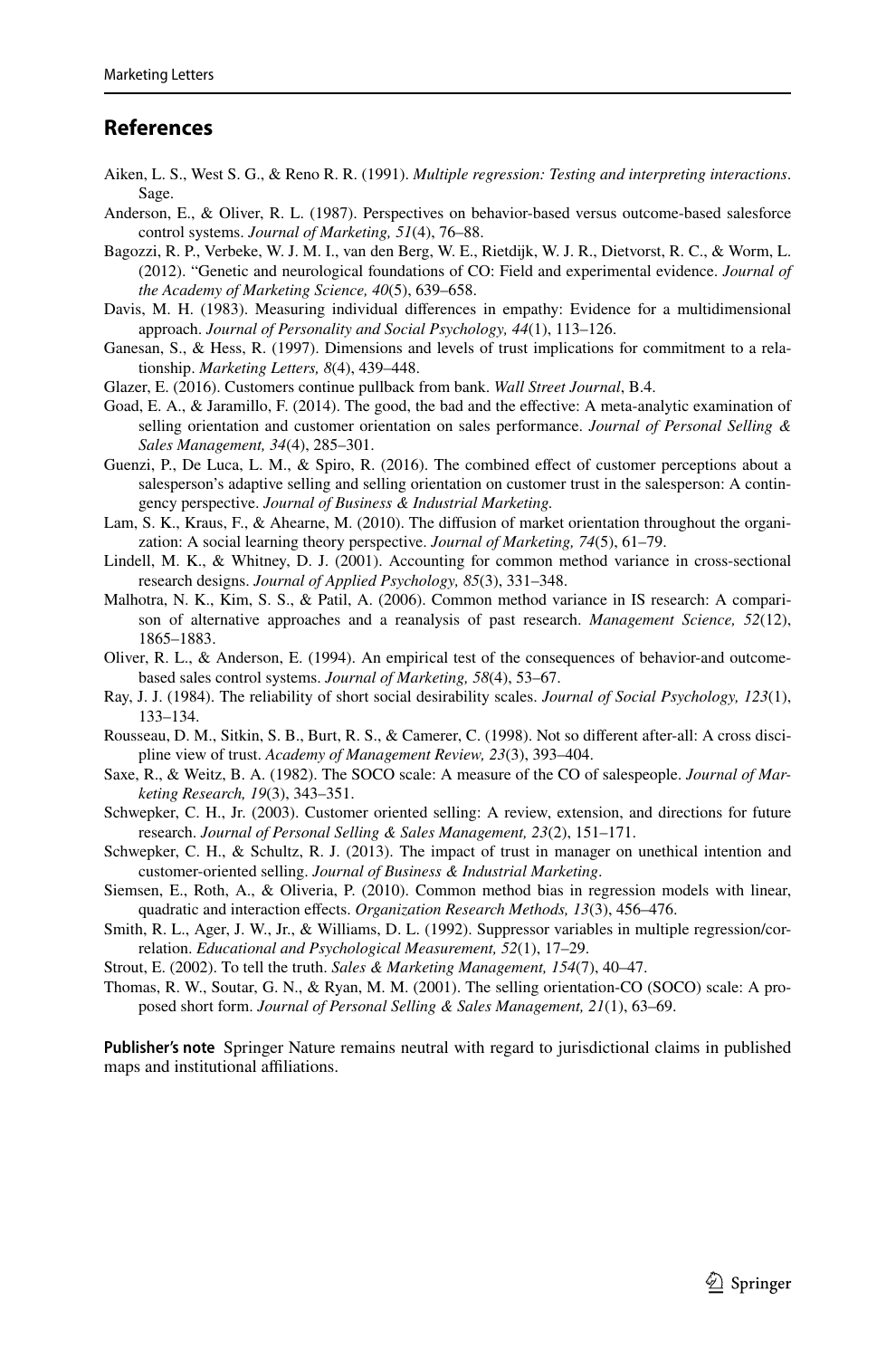## References

Aiken, L. S., West S. G., & Reno R. R. (1991). *Multiple regression: Testing and interpreting interactions*. Sage.

Anderson, E., & Oliver, R. L. (1987). Perspectives on behavior-based versus outcome-based salesforce control systems. *Journal of Marketing, 51*(4), 76–88.

Bagozzi, R. P., Verbeke, W. J. M. I., van den Berg, W. E., Rietdijk, W. J. R., Dietvorst, R. C., & Worm, L. (2012). "Genetic and neurological foundations of CO: Field and experimental evidence. *Journal of the Academy of Marketing Science, 40*(5), 639–658.

Davis, M. H. (1983). Measuring individual differences in empathy: Evidence for a multidimensional approach. *Journal of Personality and Social Psychology, 44*(1), 113–126.

Ganesan, S., & Hess, R. (1997). Dimensions and levels of trust implications for commitment to a relationship. *Marketing Letters, 8*(4), 439–448.

Glazer, E. (2016). Customers continue pullback from bank. *Wall Street Journal*, B.4.

Goad, E. A., & Jaramillo, F. (2014). The good, the bad and the effective: A meta-analytic examination of selling orientation and customer orientation on sales performance. *Journal of Personal Selling & Sales Management, 34*(4), 285–301.

Guenzi, P., De Luca, L. M., & Spiro, R. (2016). The combined effect of customer perceptions about a salesperson's adaptive selling and selling orientation on customer trust in the salesperson: A contingency perspective. *Journal of Business & Industrial Marketing.*

Lam, S. K., Kraus, F., & Ahearne, M. (2010). The diffusion of market orientation throughout the organization: A social learning theory perspective. *Journal of Marketing, 74*(5), 61–79.

Lindell, M. K., & Whitney, D. J. (2001). Accounting for common method variance in cross-sectional research designs. *Journal of Applied Psychology, 85*(3), 331–348.

Malhotra, N. K., Kim, S. S., & Patil, A. (2006). Common method variance in IS research: A comparison of alternative approaches and a reanalysis of past research. *Management Science, 52*(12), 1865–1883.

Oliver, R. L., & Anderson, E. (1994). An empirical test of the consequences of behavior-and outcome-based sales control systems. *Journal of Marketing, 58*(4), 53–67.

Ray, J. J. (1984). The reliability of short social desirability scales. *Journal of Social Psychology, 123*(1), 133–134.

Rousseau, D. M., Sitkin, S. B., Burt, R. S., & Camerer, C. (1998). Not so different after-all: A cross discipline view of trust. *Academy of Management Review, 23*(3), 393–404.

Saxe, R., & Weitz, B. A. (1982). The SOCO scale: A measure of the CO of salespeople. *Journal of Marketing Research, 19*(3), 343–351.

Schwepker, C. H., Jr. (2003). Customer oriented selling: A review, extension, and directions for future research. *Journal of Personal Selling & Sales Management, 23*(2), 151–171.

Schwepker, C. H., & Schultz, R. J. (2013). The impact of trust in manager on unethical intention and customer-oriented selling. *Journal of Business & Industrial Marketing*.

Siemsen, E., Roth, A., & Oliveria, P. (2010). Common method bias in regression models with linear, quadratic and interaction effects. *Organization Research Methods, 13*(3), 456–476.

Smith, R. L., Ager, J. W., Jr., & Williams, D. L. (1992). Suppressor variables in multiple regression/correlation. *Educational and Psychological Measurement, 52*(1), 17–29.

Strout, E. (2002). To tell the truth. *Sales & Marketing Management, 154*(7), 40–47.

Thomas, R. W., Soutar, G. N., & Ryan, M. M. (2001). The selling orientation-CO (SOCO) scale: A proposed short form. *Journal of Personal Selling & Sales Management, 21*(1), 63–69.

**Publisher's note** Springer Nature remains neutral with regard to jurisdictional claims in published maps and institutional affiliations.